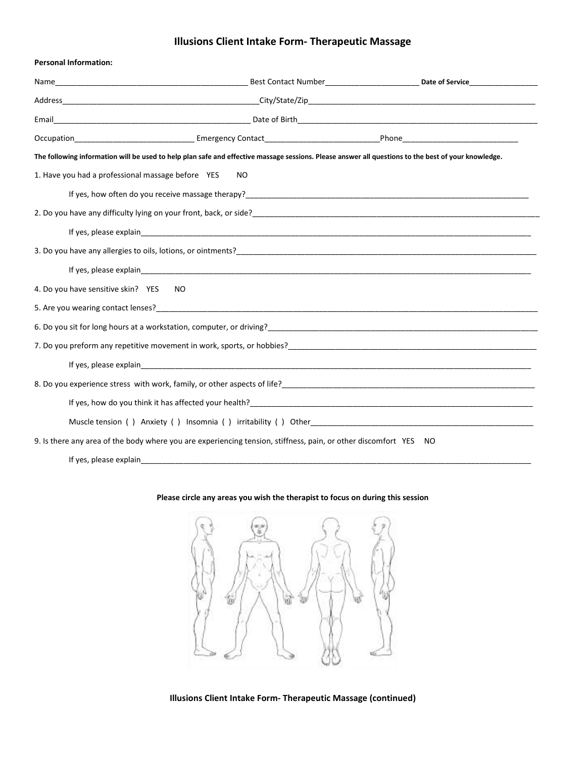# Illusions Client Intake Form- Therapeutic Massage

**Personal Information:**

Name_____________________________________________ Best Contact Number______________________ **Date of Service**________________

Address_______________________________________________City/State/Zip______________________________________________________

Email_______________________________________________ Date of Birth__________________________________________________________

Occupation___________________________ Emergency Contact__________________________Phone__________________________

**The following information will be used to help plan safe and effective massage sessions. Please answer all questions to the best of your knowledge.**

1. Have you had a professional massage before YES NO

   If yes, how often do you receive massage therapy?_____________________________________________________________________

2. Do you have any difficulty lying on your front, back, or side?_____________________________________________________________________

   If yes, please explain______________________________________________________________________________________________

3. Do you have any allergies to oils, lotions, or ointments?_________________________________________________________________________

   If yes, please explain______________________________________________________________________________________________

4. Do you have sensitive skin? YES NO

5. Are you wearing contact lenses?______________________________________________________________________________________________

6. Do you sit for long hours at a workstation, computer, or driving?_________________________________________________________________

7. Do you preform any repetitive movement in work, sports, or hobbies?_____________________________________________________________

   If yes, please explain______________________________________________________________________________________________

8. Do you experience stress with work, family, or other aspects of life?______________________________________________________________

   If yes, how do you think it has affected your health?_____________________________________________________________________

   Muscle tension ( ) Anxiety ( ) Insomnia ( ) irritability ( ) Other______________________________________________________

9. Is there any area of the body where you are experiencing tension, stiffness, pain, or other discomfort YES NO

   If yes, please explain______________________________________________________________________________________________

**Please circle any areas you wish the therapist to focus on during this session**

**Illusions Client Intake Form- Therapeutic Massage (continued)**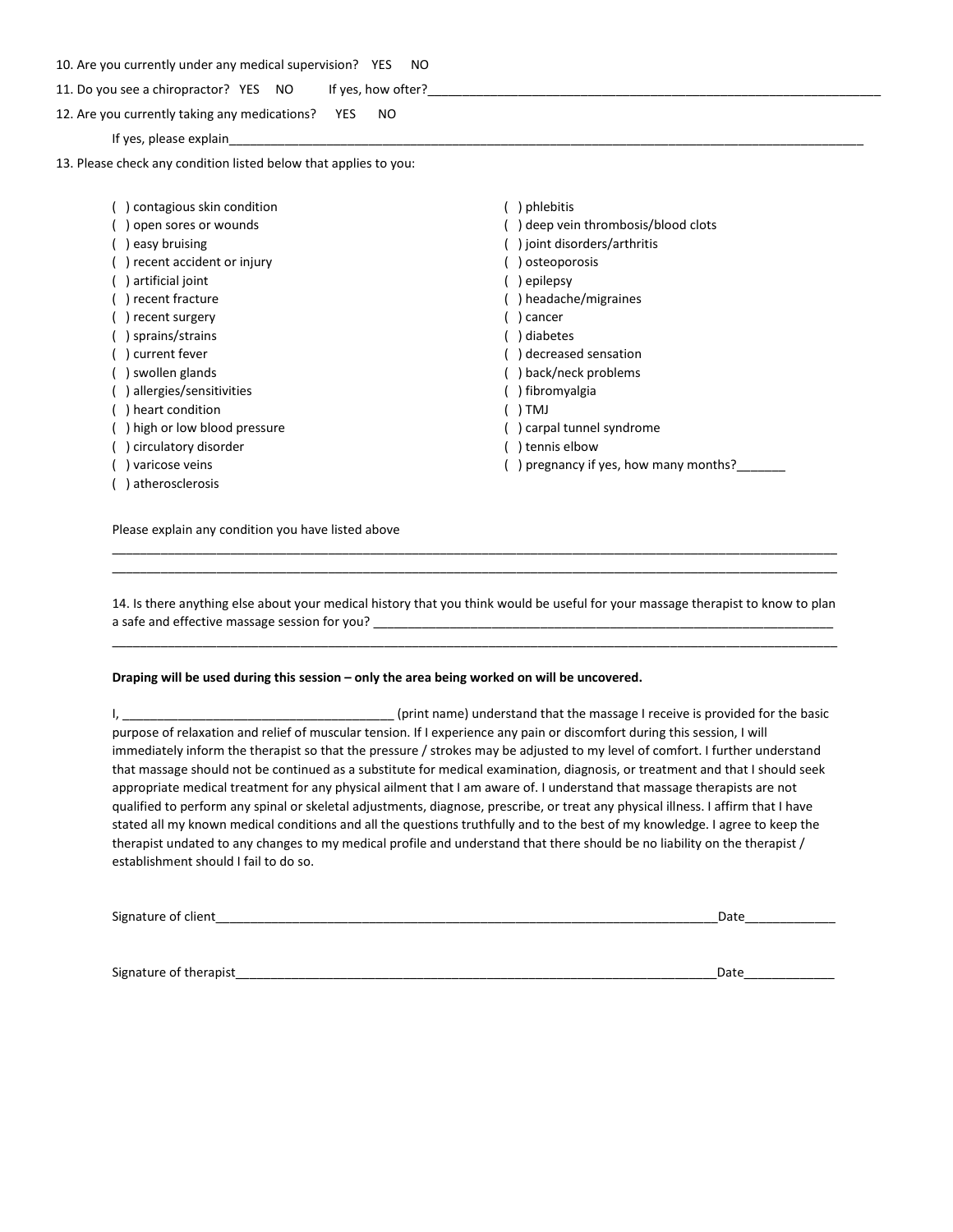10. Are you currently under any medical supervision? YES NO

11. Do you see a chiropractor? YES NO If yes, how ofter?___________________________________________________________________

12. Are you currently taking any medications? YES NO

If yes, please explain_______________________________________________________________________________________________

13. Please check any condition listed below that applies to you:

( ) contagious skin condition
( ) open sores or wounds
( ) easy bruising
( ) recent accident or injury
( ) artificial joint
( ) recent fracture
( ) recent surgery
( ) sprains/strains
( ) current fever
( ) swollen glands
( ) allergies/sensitivities
( ) heart condition
( ) high or low blood pressure
( ) circulatory disorder
( ) varicose veins
( ) atherosclerosis
( ) phlebitis
( ) deep vein thrombosis/blood clots
( ) joint disorders/arthritis
( ) osteoporosis
( ) epilepsy
( ) headache/migraines
( ) cancer
( ) diabetes
( ) decreased sensation
( ) back/neck problems
( ) fibromyalgia
( ) TMJ
( ) carpal tunnel syndrome
( ) tennis elbow
( ) pregnancy if yes, how many months?_______

Please explain any condition you have listed above

_____________________________________________________________________________________________________________

_____________________________________________________________________________________________________________

14. Is there anything else about your medical history that you think would be useful for your massage therapist to know to plan a safe and effective massage session for you? ____________________________________________________________________

_____________________________________________________________________________________________________________

**Draping will be used during this session – only the area being worked on will be uncovered.**

I, _______________________________________ (print name) understand that the massage I receive is provided for the basic purpose of relaxation and relief of muscular tension. If I experience any pain or discomfort during this session, I will immediately inform the therapist so that the pressure / strokes may be adjusted to my level of comfort. I further understand that massage should not be continued as a substitute for medical examination, diagnosis, or treatment and that I should seek appropriate medical treatment for any physical ailment that I am aware of. I understand that massage therapists are not qualified to perform any spinal or skeletal adjustments, diagnose, prescribe, or treat any physical illness. I affirm that I have stated all my known medical conditions and all the questions truthfully and to the best of my knowledge. I agree to keep the therapist undated to any changes to my medical profile and understand that there should be no liability on the therapist / establishment should I fail to do so.

Signature of client___________________________________________________________________________Date_____________

Signature of therapist_________________________________________________________________________Date_____________